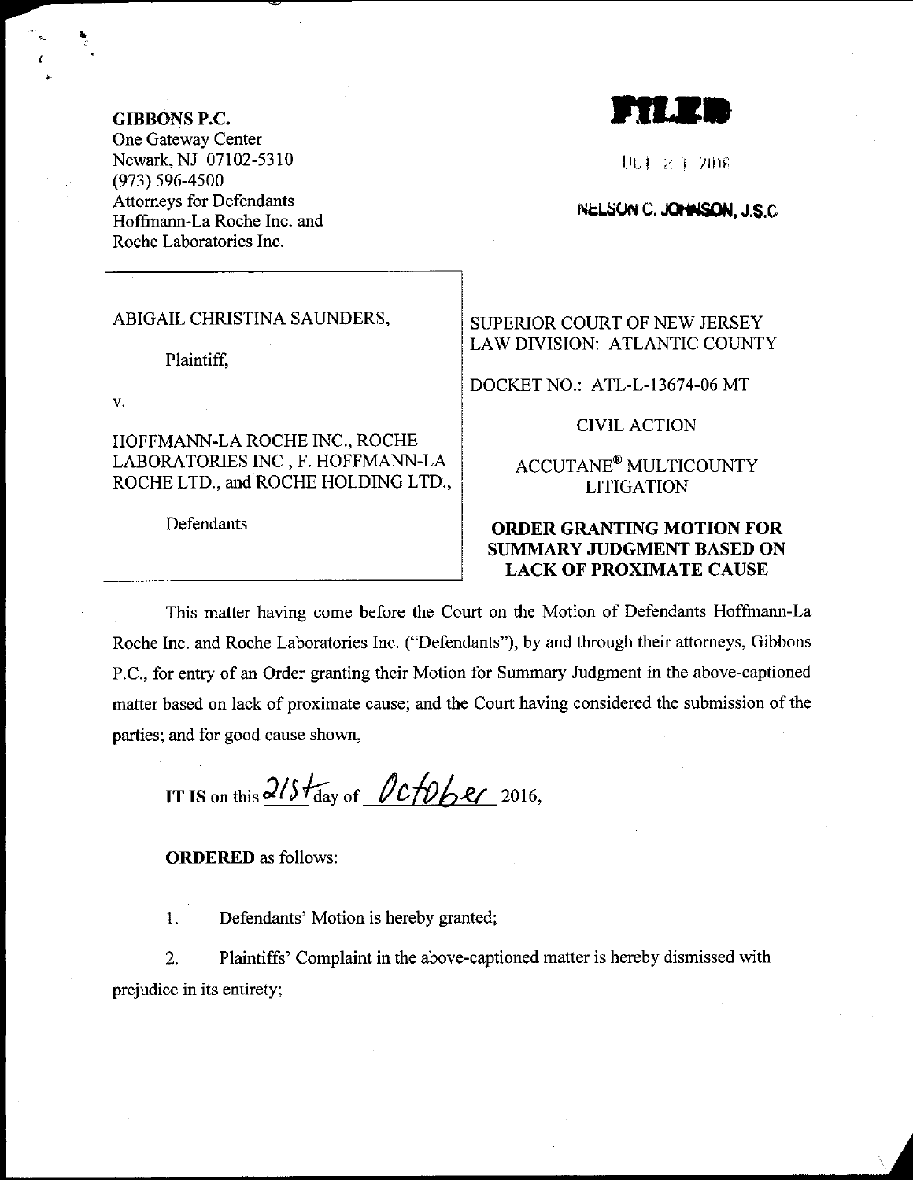**GIBBONS P.C.**
One Gateway Center
Newark, NJ 07102-5310
(973) 596-4500
Attorneys for Defendants
Hoffmann-La Roche Inc. and
Roche Laboratories Inc.

**FILED**

OCT 21 2016

**NELSON C. JOHNSON, J.S.C**

| | |
|---|---|
| ABIGAIL CHRISTINA SAUNDERS,<br><br>Plaintiff,<br><br>v.<br><br>HOFFMANN-LA ROCHE INC., ROCHE LABORATORIES INC., F. HOFFMANN-LA ROCHE LTD., and ROCHE HOLDING LTD.,<br><br>Defendants | SUPERIOR COURT OF NEW JERSEY<br>LAW DIVISION: ATLANTIC COUNTY<br><br>DOCKET NO.: ATL-L-13674-06 MT<br><br>CIVIL ACTION<br><br>ACCUTANE® MULTICOUNTY LITIGATION<br><br>**ORDER GRANTING MOTION FOR SUMMARY JUDGMENT BASED ON LACK OF PROXIMATE CAUSE** |

This matter having come before the Court on the Motion of Defendants Hoffmann-La Roche Inc. and Roche Laboratories Inc. ("Defendants"), by and through their attorneys, Gibbons P.C., for entry of an Order granting their Motion for Summary Judgment in the above-captioned matter based on lack of proximate cause; and the Court having considered the submission of the parties; and for good cause shown,

**IT IS** on this 21st day of October 2016,

**ORDERED** as follows:

1. Defendants' Motion is hereby granted;

2. Plaintiffs' Complaint in the above-captioned matter is hereby dismissed with prejudice in its entirety;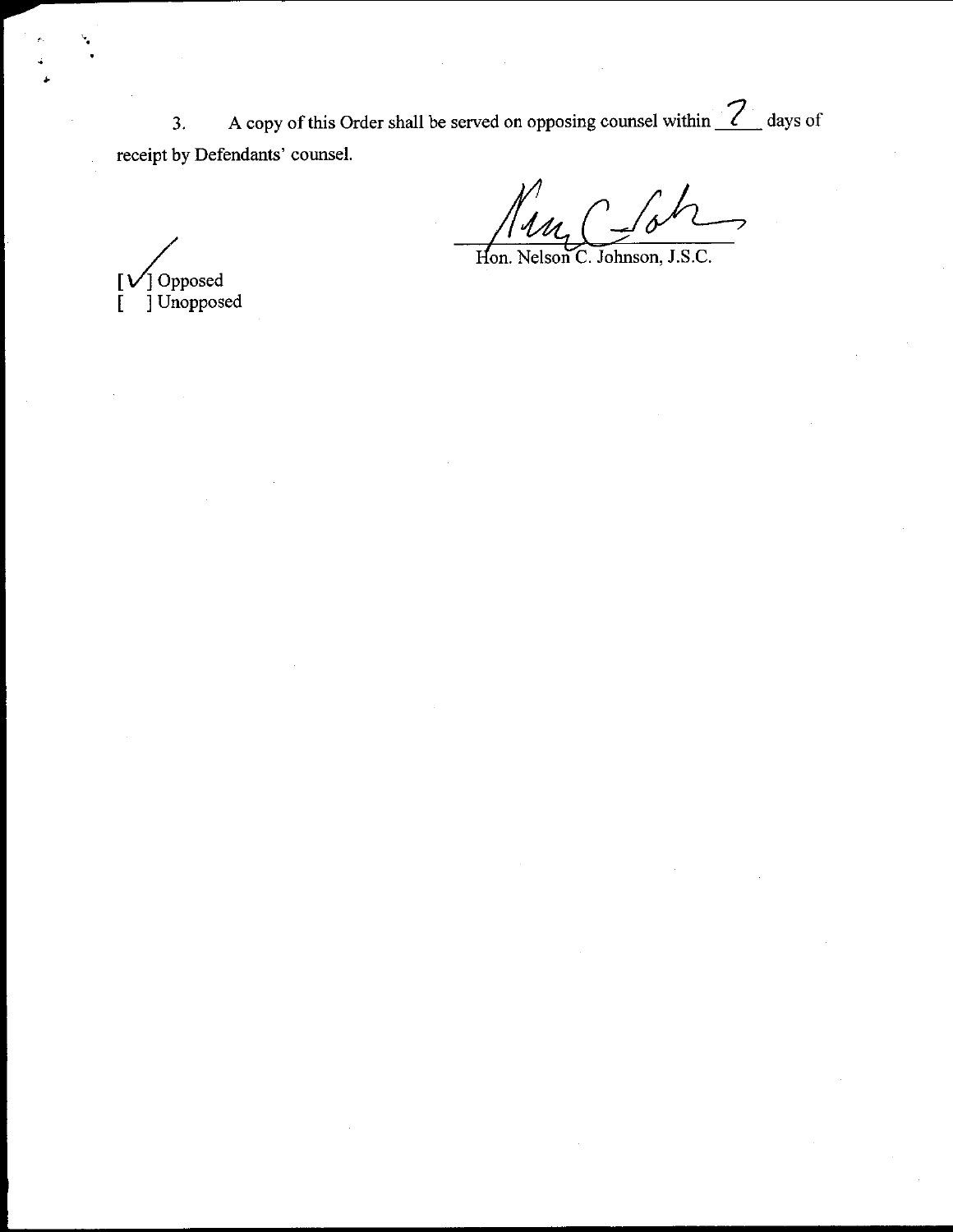3. A copy of this Order shall be served on opposing counsel within 7 days of receipt by Defendants' counsel.

Hon. Nelson C. Johnson, J.S.C.

[✓] Opposed
[ ] Unopposed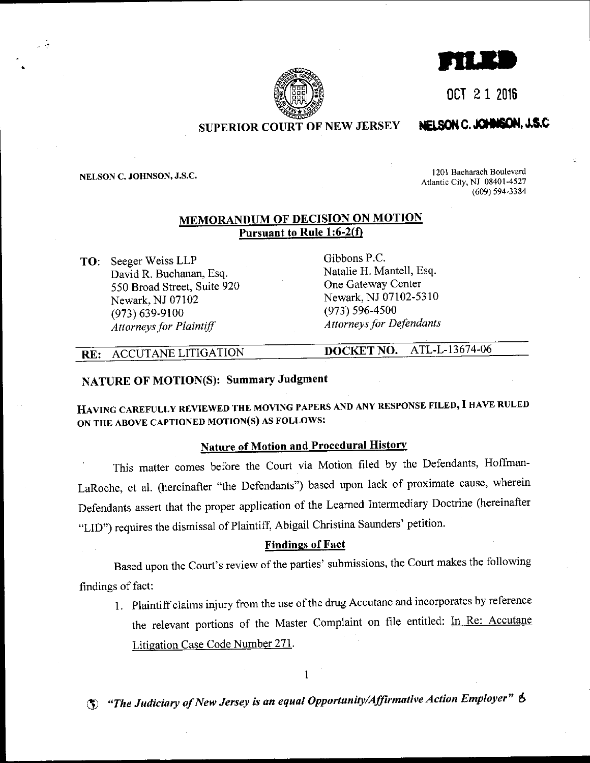FILED

OCT 21 2016

NELSON C. JOHNSON, J.S.C

SUPERIOR COURT OF NEW JERSEY

NELSON C. JOHNSON, J.S.C.

1201 Bacharach Boulevard
Atlantic City, NJ 08401-4527
(609) 594-3384

## MEMORANDUM OF DECISION ON MOTION
### Pursuant to Rule 1:6-2(f)

| **TO:** Seeger Weiss LLP | Gibbons P.C. |
|---|---|
| David R. Buchanan, Esq. | Natalie H. Mantell, Esq. |
| 550 Broad Street, Suite 920 | One Gateway Center |
| Newark, NJ 07102 | Newark, NJ 07102-5310 |
| (973) 639-9100 | (973) 596-4500 |
| *Attorneys for Plaintiff* | *Attorneys for Defendants* |

**RE:** ACCUTANE LITIGATION **DOCKET NO.** ATL-L-13674-06

**NATURE OF MOTION(S): Summary Judgment**

**HAVING CAREFULLY REVIEWED THE MOVING PAPERS AND ANY RESPONSE FILED, I HAVE RULED ON THE ABOVE CAPTIONED MOTION(S) AS FOLLOWS:**

### Nature of Motion and Procedural History

This matter comes before the Court via Motion filed by the Defendants, Hoffman-LaRoche, et al. (hereinafter "the Defendants") based upon lack of proximate cause, wherein Defendants assert that the proper application of the Learned Intermediary Doctrine (hereinafter "LID") requires the dismissal of Plaintiff, Abigail Christina Saunders' petition.

### Findings of Fact

Based upon the Court's review of the parties' submissions, the Court makes the following findings of fact:

1. Plaintiff claims injury from the use of the drug Accutane and incorporates by reference the relevant portions of the Master Complaint on file entitled: In Re: Accutane Litigation Case Code Number 271.

*"The Judiciary of New Jersey is an equal Opportunity/Affirmative Action Employer"*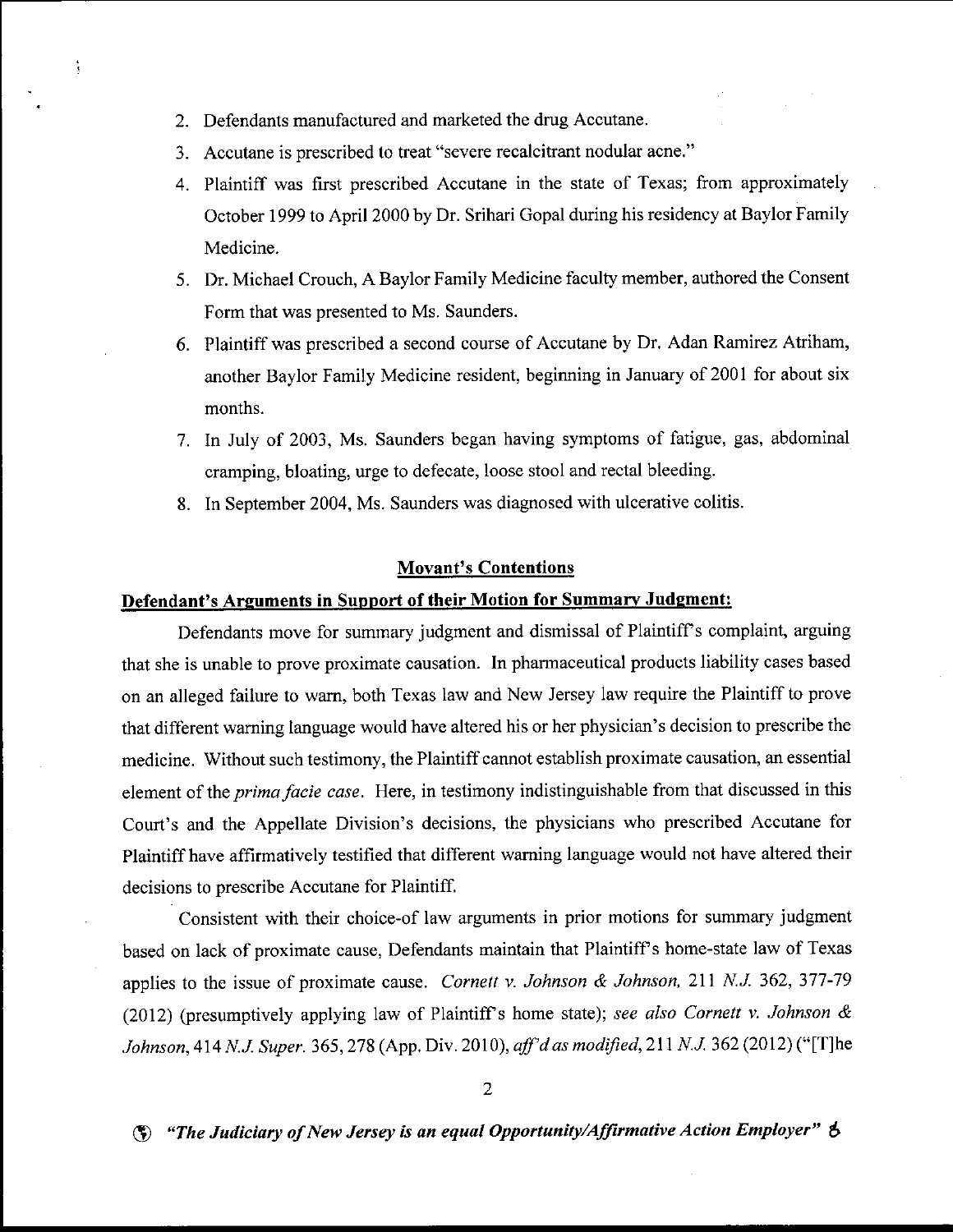2. Defendants manufactured and marketed the drug Accutane.
3. Accutane is prescribed to treat "severe recalcitrant nodular acne."
4. Plaintiff was first prescribed Accutane in the state of Texas; from approximately October 1999 to April 2000 by Dr. Srihari Gopal during his residency at Baylor Family Medicine.
5. Dr. Michael Crouch, A Baylor Family Medicine faculty member, authored the Consent Form that was presented to Ms. Saunders.
6. Plaintiff was prescribed a second course of Accutane by Dr. Adan Ramirez Atriham, another Baylor Family Medicine resident, beginning in January of 2001 for about six months.
7. In July of 2003, Ms. Saunders began having symptoms of fatigue, gas, abdominal cramping, bloating, urge to defecate, loose stool and rectal bleeding.
8. In September 2004, Ms. Saunders was diagnosed with ulcerative colitis.

## Movant's Contentions

### Defendant's Arguments in Support of their Motion for Summary Judgment:

Defendants move for summary judgment and dismissal of Plaintiff's complaint, arguing that she is unable to prove proximate causation. In pharmaceutical products liability cases based on an alleged failure to warn, both Texas law and New Jersey law require the Plaintiff to prove that different warning language would have altered his or her physician's decision to prescribe the medicine. Without such testimony, the Plaintiff cannot establish proximate causation, an essential element of the *prima facie case*. Here, in testimony indistinguishable from that discussed in this Court's and the Appellate Division's decisions, the physicians who prescribed Accutane for Plaintiff have affirmatively testified that different warning language would not have altered their decisions to prescribe Accutane for Plaintiff.

Consistent with their choice-of law arguments in prior motions for summary judgment based on lack of proximate cause, Defendants maintain that Plaintiff's home-state law of Texas applies to the issue of proximate cause. *Cornett v. Johnson & Johnson*, 211 *N.J.* 362, 377-79 (2012) (presumptively applying law of Plaintiff's home state); *see also Cornett v. Johnson & Johnson*, 414 *N.J. Super.* 365, 278 (App. Div. 2010), *aff'd as modified*, 211 *N.J.* 362 (2012) ("[T]he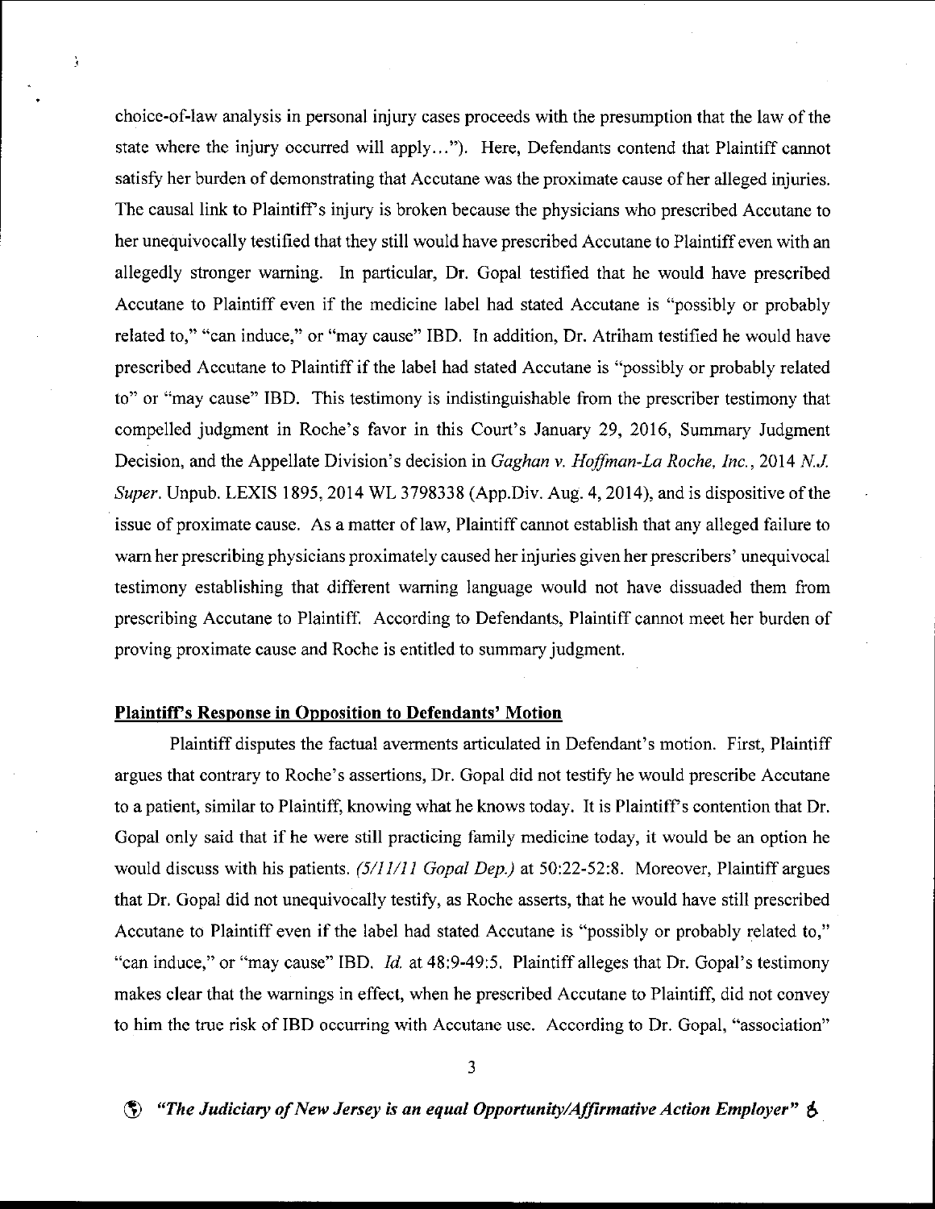choice-of-law analysis in personal injury cases proceeds with the presumption that the law of the state where the injury occurred will apply…"). Here, Defendants contend that Plaintiff cannot satisfy her burden of demonstrating that Accutane was the proximate cause of her alleged injuries. The causal link to Plaintiff's injury is broken because the physicians who prescribed Accutane to her unequivocally testified that they still would have prescribed Accutane to Plaintiff even with an allegedly stronger warning. In particular, Dr. Gopal testified that he would have prescribed Accutane to Plaintiff even if the medicine label had stated Accutane is "possibly or probably related to," "can induce," or "may cause" IBD. In addition, Dr. Atriham testified he would have prescribed Accutane to Plaintiff if the label had stated Accutane is "possibly or probably related to" or "may cause" IBD. This testimony is indistinguishable from the prescriber testimony that compelled judgment in Roche's favor in this Court's January 29, 2016, Summary Judgment Decision, and the Appellate Division's decision in *Gaghan v. Hoffman-La Roche, Inc.*, 2014 *N.J. Super*. Unpub. LEXIS 1895, 2014 WL 3798338 (App.Div. Aug. 4, 2014), and is dispositive of the issue of proximate cause. As a matter of law, Plaintiff cannot establish that any alleged failure to warn her prescribing physicians proximately caused her injuries given her prescribers' unequivocal testimony establishing that different warning language would not have dissuaded them from prescribing Accutane to Plaintiff. According to Defendants, Plaintiff cannot meet her burden of proving proximate cause and Roche is entitled to summary judgment.

**<u>Plaintiff's Response in Opposition to Defendants' Motion</u>**

Plaintiff disputes the factual averments articulated in Defendant's motion. First, Plaintiff argues that contrary to Roche's assertions, Dr. Gopal did not testify he would prescribe Accutane to a patient, similar to Plaintiff, knowing what he knows today. It is Plaintiff's contention that Dr. Gopal only said that if he were still practicing family medicine today, it would be an option he would discuss with his patients. *(5/11/11 Gopal Dep.)* at 50:22-52:8. Moreover, Plaintiff argues that Dr. Gopal did not unequivocally testify, as Roche asserts, that he would have still prescribed Accutane to Plaintiff even if the label had stated Accutane is "possibly or probably related to," "can induce," or "may cause" IBD. *Id.* at 48:9-49:5. Plaintiff alleges that Dr. Gopal's testimony makes clear that the warnings in effect, when he prescribed Accutane to Plaintiff, did not convey to him the true risk of IBD occurring with Accutane use. According to Dr. Gopal, "association"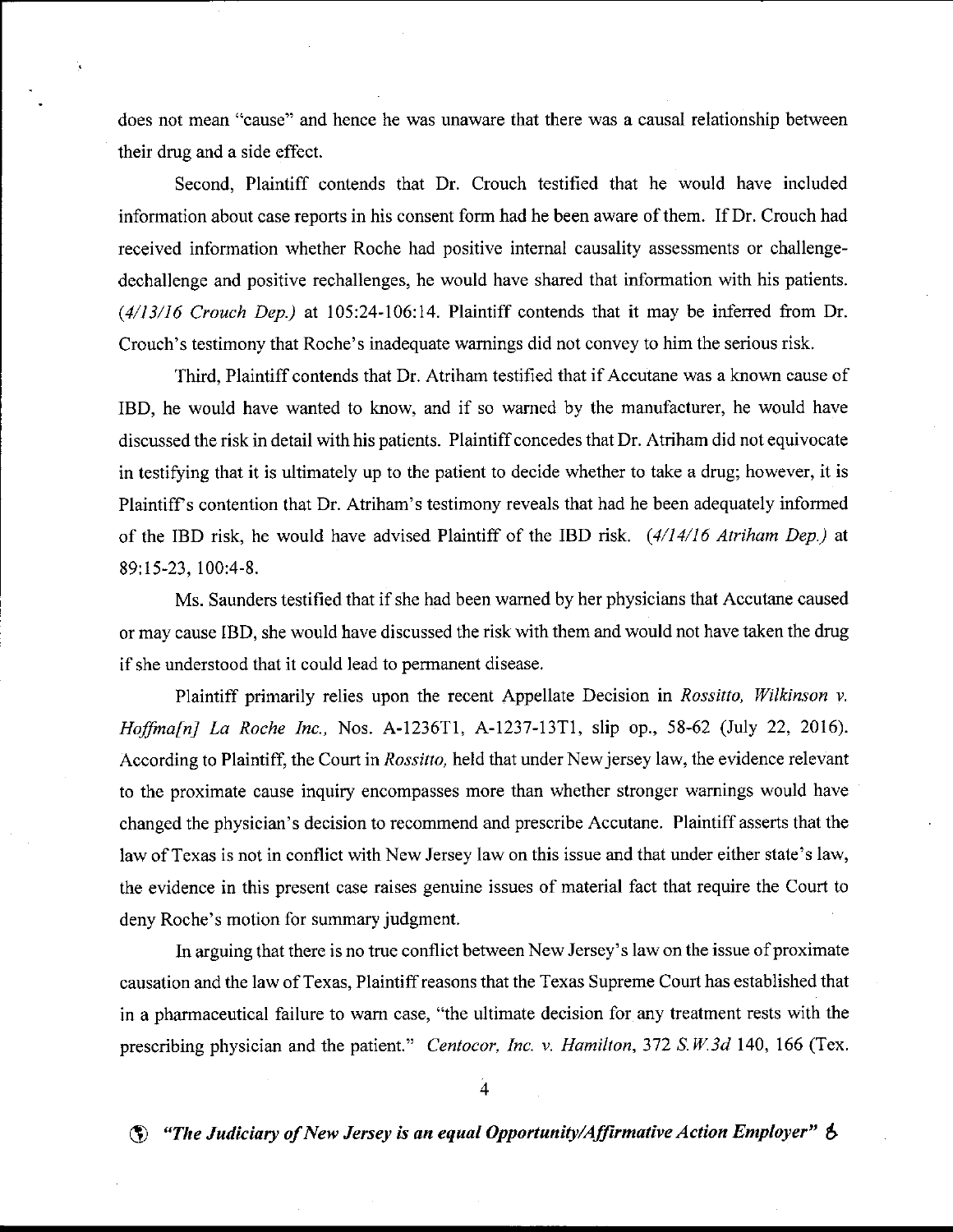does not mean "cause" and hence he was unaware that there was a causal relationship between their drug and a side effect.

Second, Plaintiff contends that Dr. Crouch testified that he would have included information about case reports in his consent form had he been aware of them. If Dr. Crouch had received information whether Roche had positive internal causality assessments or challenge-dechallenge and positive rechallenges, he would have shared that information with his patients. *(4/13/16 Crouch Dep.)* at 105:24-106:14. Plaintiff contends that it may be inferred from Dr. Crouch's testimony that Roche's inadequate warnings did not convey to him the serious risk.

Third, Plaintiff contends that Dr. Atriham testified that if Accutane was a known cause of IBD, he would have wanted to know, and if so warned by the manufacturer, he would have discussed the risk in detail with his patients. Plaintiff concedes that Dr. Atriham did not equivocate in testifying that it is ultimately up to the patient to decide whether to take a drug; however, it is Plaintiff's contention that Dr. Atriham's testimony reveals that had he been adequately informed of the IBD risk, he would have advised Plaintiff of the IBD risk. *(4/14/16 Atriham Dep.)* at 89:15-23, 100:4-8.

Ms. Saunders testified that if she had been warned by her physicians that Accutane caused or may cause IBD, she would have discussed the risk with them and would not have taken the drug if she understood that it could lead to permanent disease.

Plaintiff primarily relies upon the recent Appellate Decision in *Rossitto, Wilkinson v. Hoffma[n] La Roche Inc.*, Nos. A-1236T1, A-1237-13T1, slip op., 58-62 (July 22, 2016). According to Plaintiff, the Court in *Rossitto,* held that under New jersey law, the evidence relevant to the proximate cause inquiry encompasses more than whether stronger warnings would have changed the physician's decision to recommend and prescribe Accutane. Plaintiff asserts that the law of Texas is not in conflict with New Jersey law on this issue and that under either state's law, the evidence in this present case raises genuine issues of material fact that require the Court to deny Roche's motion for summary judgment.

In arguing that there is no true conflict between New Jersey's law on the issue of proximate causation and the law of Texas, Plaintiff reasons that the Texas Supreme Court has established that in a pharmaceutical failure to warn case, "the ultimate decision for any treatment rests with the prescribing physician and the patient." *Centocor, Inc. v. Hamilton*, 372 *S.W.3d* 140, 166 (Tex.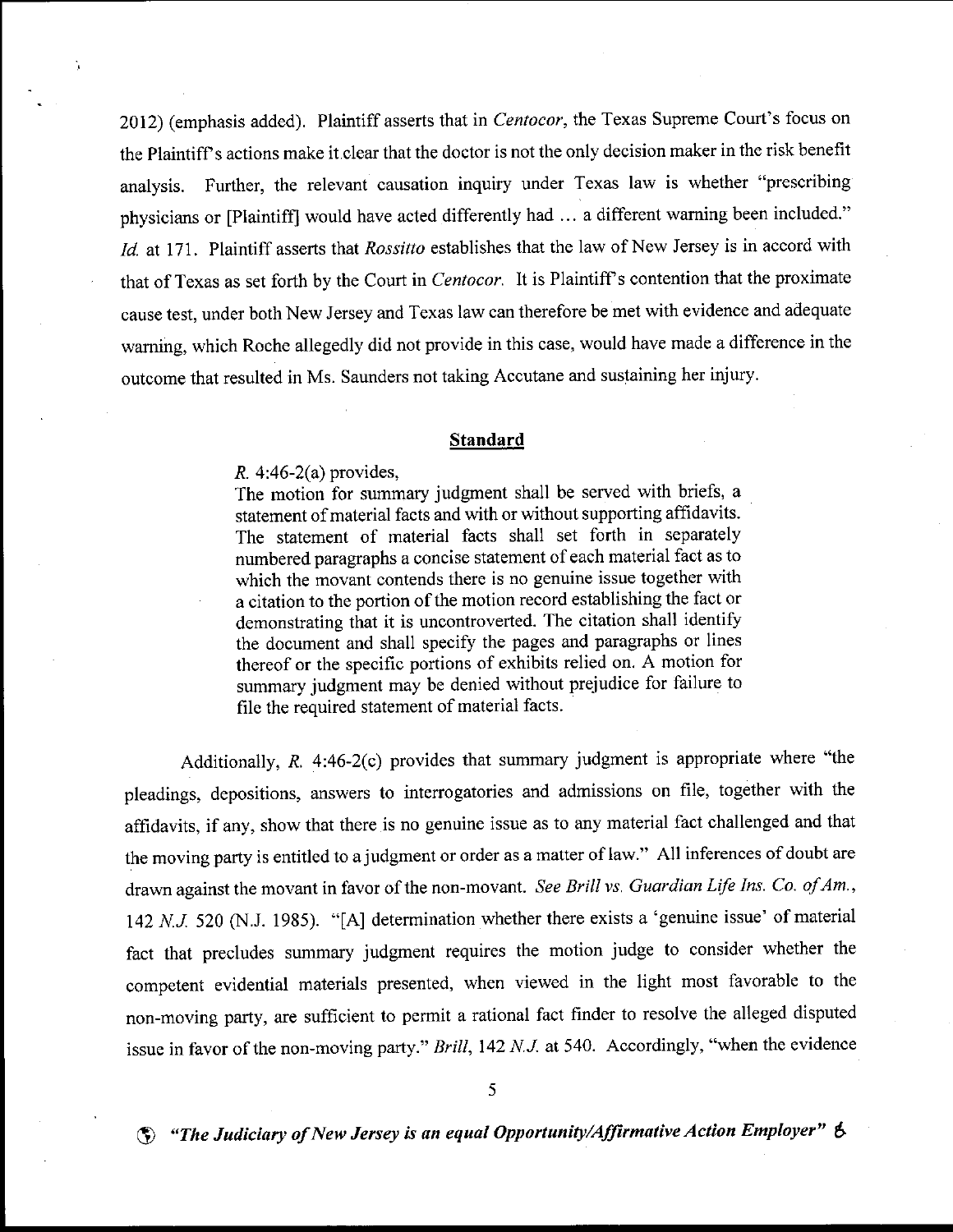2012) (emphasis added). Plaintiff asserts that in *Centocor*, the Texas Supreme Court's focus on the Plaintiff's actions make it clear that the doctor is not the only decision maker in the risk benefit analysis. Further, the relevant causation inquiry under Texas law is whether "prescribing physicians or [Plaintiff] would have acted differently had … a different warning been included." *Id.* at 171. Plaintiff asserts that *Rossitto* establishes that the law of New Jersey is in accord with that of Texas as set forth by the Court in *Centocor*. It is Plaintiff's contention that the proximate cause test, under both New Jersey and Texas law can therefore be met with evidence and adequate warning, which Roche allegedly did not provide in this case, would have made a difference in the outcome that resulted in Ms. Saunders not taking Accutane and sustaining her injury.

## Standard

> *R.* 4:46-2(a) provides,
>
> The motion for summary judgment shall be served with briefs, a statement of material facts and with or without supporting affidavits. The statement of material facts shall set forth in separately numbered paragraphs a concise statement of each material fact as to which the movant contends there is no genuine issue together with a citation to the portion of the motion record establishing the fact or demonstrating that it is uncontroverted. The citation shall identify the document and shall specify the pages and paragraphs or lines thereof or the specific portions of exhibits relied on. A motion for summary judgment may be denied without prejudice for failure to file the required statement of material facts.

Additionally, *R.* 4:46-2(c) provides that summary judgment is appropriate where "the pleadings, depositions, answers to interrogatories and admissions on file, together with the affidavits, if any, show that there is no genuine issue as to any material fact challenged and that the moving party is entitled to a judgment or order as a matter of law." All inferences of doubt are drawn against the movant in favor of the non-movant. *See Brill vs. Guardian Life Ins. Co. of Am.*, 142 *N.J.* 520 (N.J. 1985). "[A] determination whether there exists a 'genuine issue' of material fact that precludes summary judgment requires the motion judge to consider whether the competent evidential materials presented, when viewed in the light most favorable to the non-moving party, are sufficient to permit a rational fact finder to resolve the alleged disputed issue in favor of the non-moving party." *Brill*, 142 *N.J.* at 540. Accordingly, "when the evidence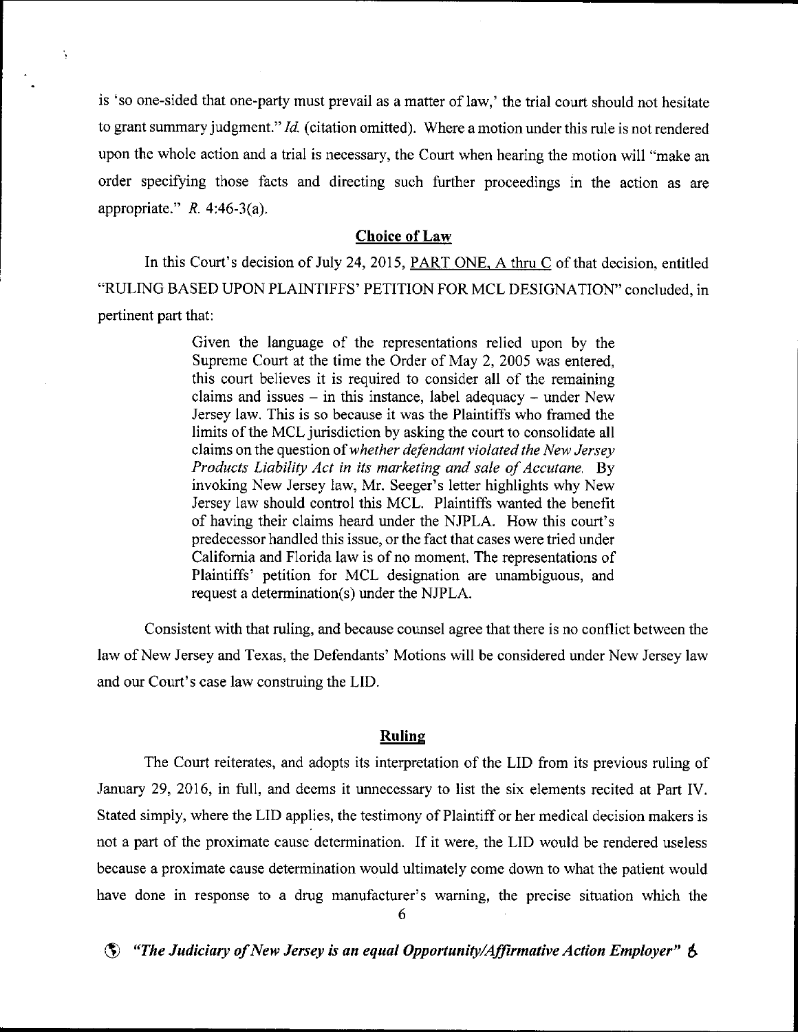is 'so one-sided that one-party must prevail as a matter of law,' the trial court should not hesitate to grant summary judgment." *Id.* (citation omitted). Where a motion under this rule is not rendered upon the whole action and a trial is necessary, the Court when hearing the motion will "make an order specifying those facts and directing such further proceedings in the action as are appropriate." *R.* 4:46-3(a).

## Choice of Law

In this Court's decision of July 24, 2015, PART ONE, A thru C of that decision, entitled "RULING BASED UPON PLAINTIFFS' PETITION FOR MCL DESIGNATION" concluded, in pertinent part that:

> Given the language of the representations relied upon by the Supreme Court at the time the Order of May 2, 2005 was entered, this court believes it is required to consider all of the remaining claims and issues – in this instance, label adequacy – under New Jersey law. This is so because it was the Plaintiffs who framed the limits of the MCL jurisdiction by asking the court to consolidate all claims on the question of *whether defendant violated the New Jersey Products Liability Act in its marketing and sale of Accutane.* By invoking New Jersey law, Mr. Seeger's letter highlights why New Jersey law should control this MCL. Plaintiffs wanted the benefit of having their claims heard under the NJPLA. How this court's predecessor handled this issue, or the fact that cases were tried under California and Florida law is of no moment. The representations of Plaintiffs' petition for MCL designation are unambiguous, and request a determination(s) under the NJPLA.

Consistent with that ruling, and because counsel agree that there is no conflict between the law of New Jersey and Texas, the Defendants' Motions will be considered under New Jersey law and our Court's case law construing the LID.

## Ruling

The Court reiterates, and adopts its interpretation of the LID from its previous ruling of January 29, 2016, in full, and deems it unnecessary to list the six elements recited at Part IV. Stated simply, where the LID applies, the testimony of Plaintiff or her medical decision makers is not a part of the proximate cause determination. If it were, the LID would be rendered useless because a proximate cause determination would ultimately come down to what the patient would have done in response to a drug manufacturer's warning, the precise situation which the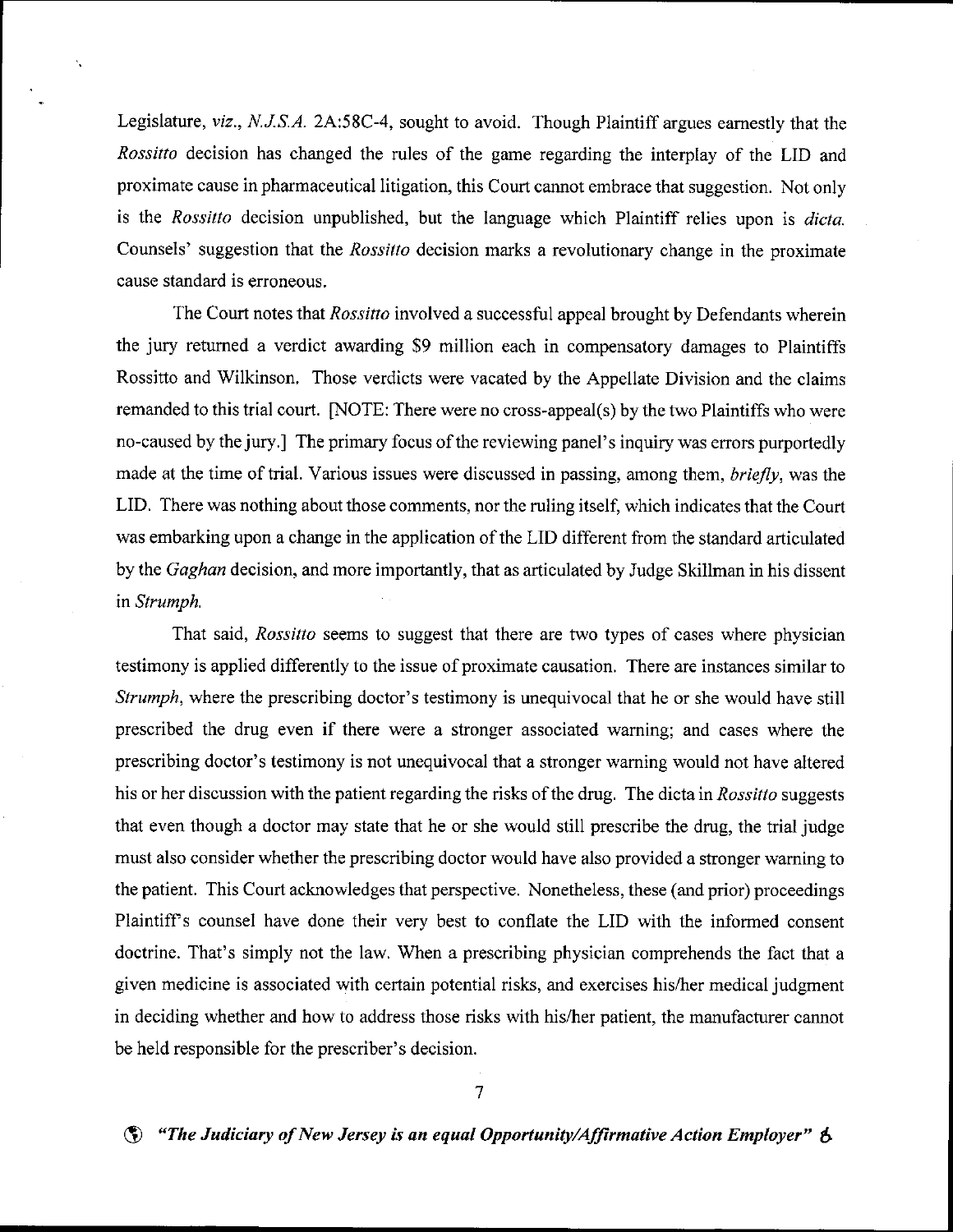Legislature, *viz.*, *N.J.S.A.* 2A:58C-4, sought to avoid. Though Plaintiff argues earnestly that the *Rossitto* decision has changed the rules of the game regarding the interplay of the LID and proximate cause in pharmaceutical litigation, this Court cannot embrace that suggestion. Not only is the *Rossitto* decision unpublished, but the language which Plaintiff relies upon is *dicta.* Counsels' suggestion that the *Rossitto* decision marks a revolutionary change in the proximate cause standard is erroneous.

The Court notes that *Rossitto* involved a successful appeal brought by Defendants wherein the jury returned a verdict awarding $9 million each in compensatory damages to Plaintiffs Rossitto and Wilkinson. Those verdicts were vacated by the Appellate Division and the claims remanded to this trial court. [NOTE: There were no cross-appeal(s) by the two Plaintiffs who were no-caused by the jury.] The primary focus of the reviewing panel's inquiry was errors purportedly made at the time of trial. Various issues were discussed in passing, among them, *briefly*, was the LID. There was nothing about those comments, nor the ruling itself, which indicates that the Court was embarking upon a change in the application of the LID different from the standard articulated by the *Gaghan* decision, and more importantly, that as articulated by Judge Skillman in his dissent in *Strumph.*

That said, *Rossitto* seems to suggest that there are two types of cases where physician testimony is applied differently to the issue of proximate causation. There are instances similar to *Strumph*, where the prescribing doctor's testimony is unequivocal that he or she would have still prescribed the drug even if there were a stronger associated warning; and cases where the prescribing doctor's testimony is not unequivocal that a stronger warning would not have altered his or her discussion with the patient regarding the risks of the drug. The dicta in *Rossitto* suggests that even though a doctor may state that he or she would still prescribe the drug, the trial judge must also consider whether the prescribing doctor would have also provided a stronger warning to the patient. This Court acknowledges that perspective. Nonetheless, these (and prior) proceedings Plaintiff's counsel have done their very best to conflate the LID with the informed consent doctrine. That's simply not the law. When a prescribing physician comprehends the fact that a given medicine is associated with certain potential risks, and exercises his/her medical judgment in deciding whether and how to address those risks with his/her patient, the manufacturer cannot be held responsible for the prescriber's decision.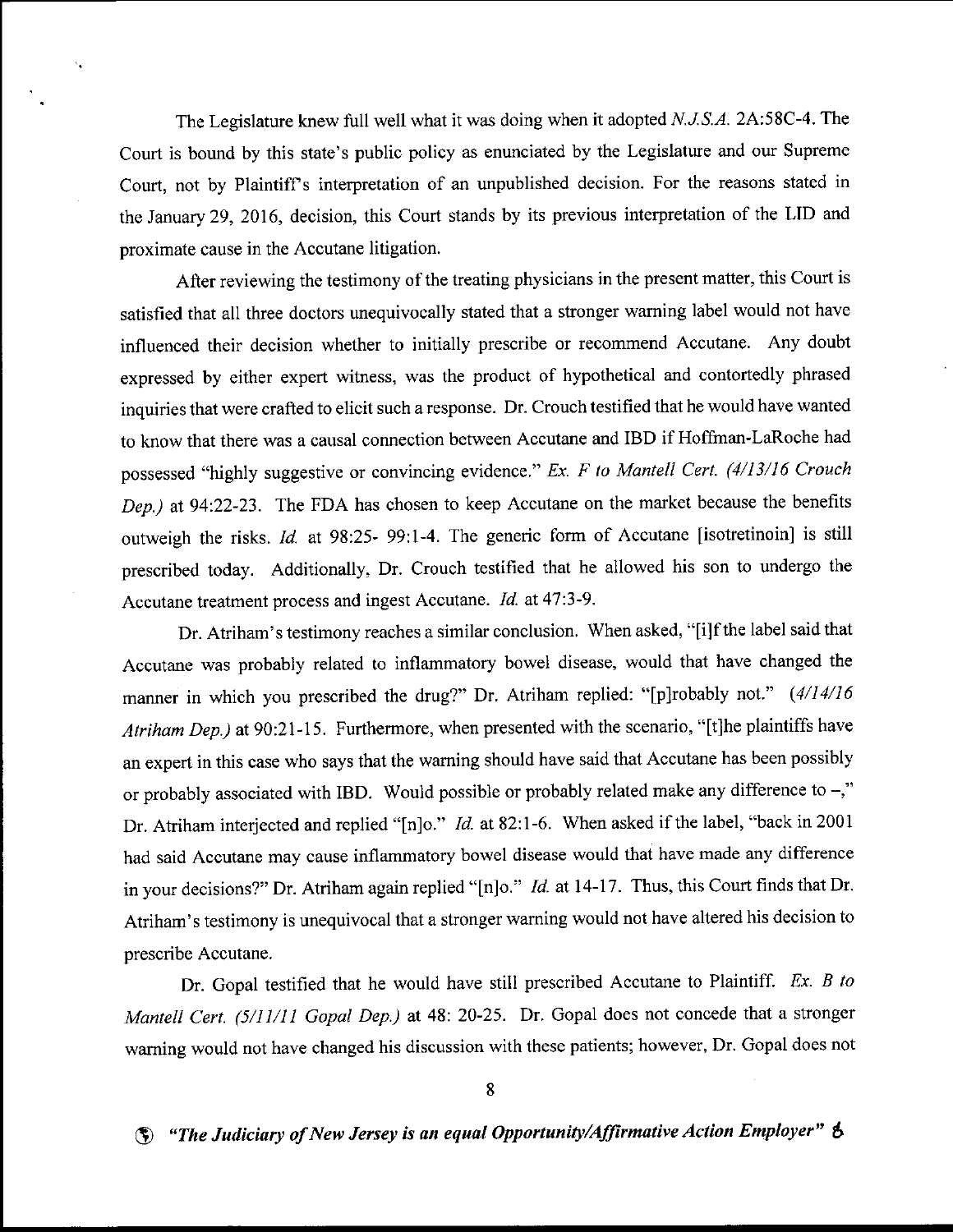The Legislature knew full well what it was doing when it adopted *N.J.S.A.* 2A:58C-4. The Court is bound by this state's public policy as enunciated by the Legislature and our Supreme Court, not by Plaintiff's interpretation of an unpublished decision. For the reasons stated in the January 29, 2016, decision, this Court stands by its previous interpretation of the LID and proximate cause in the Accutane litigation.

After reviewing the testimony of the treating physicians in the present matter, this Court is satisfied that all three doctors unequivocally stated that a stronger warning label would not have influenced their decision whether to initially prescribe or recommend Accutane. Any doubt expressed by either expert witness, was the product of hypothetical and contortedly phrased inquiries that were crafted to elicit such a response. Dr. Crouch testified that he would have wanted to know that there was a causal connection between Accutane and IBD if Hoffman-LaRoche had possessed "highly suggestive or convincing evidence." *Ex. F to Mantell Cert. (4/13/16 Crouch Dep.)* at 94:22-23. The FDA has chosen to keep Accutane on the market because the benefits outweigh the risks. *Id.* at 98:25- 99:1-4. The generic form of Accutane [isotretinoin] is still prescribed today. Additionally, Dr. Crouch testified that he allowed his son to undergo the Accutane treatment process and ingest Accutane. *Id.* at 47:3-9.

Dr. Atriham's testimony reaches a similar conclusion. When asked, "[i]f the label said that Accutane was probably related to inflammatory bowel disease, would that have changed the manner in which you prescribed the drug?" Dr. Atriham replied: "[p]robably not." *(4/14/16 Atriham Dep.)* at 90:21-15. Furthermore, when presented with the scenario, "[t]he plaintiffs have an expert in this case who says that the warning should have said that Accutane has been possibly or probably associated with IBD. Would possible or probably related make any difference to –," Dr. Atriham interjected and replied "[n]o." *Id.* at 82:1-6. When asked if the label, "back in 2001 had said Accutane may cause inflammatory bowel disease would that have made any difference in your decisions?" Dr. Atriham again replied "[n]o." *Id.* at 14-17. Thus, this Court finds that Dr. Atriham's testimony is unequivocal that a stronger warning would not have altered his decision to prescribe Accutane.

Dr. Gopal testified that he would have still prescribed Accutane to Plaintiff. *Ex. B to Mantell Cert. (5/11/11 Gopal Dep.)* at 48: 20-25. Dr. Gopal does not concede that a stronger warning would not have changed his discussion with these patients; however, Dr. Gopal does not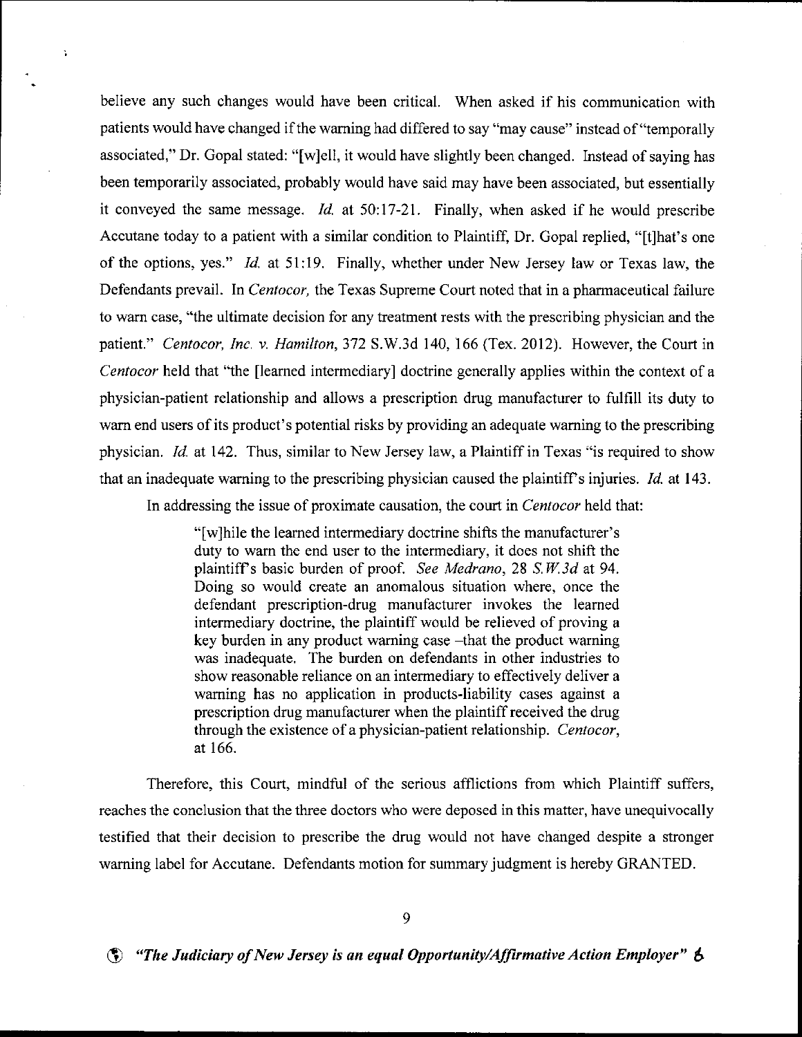believe any such changes would have been critical. When asked if his communication with patients would have changed if the warning had differed to say "may cause" instead of "temporally associated," Dr. Gopal stated: "[w]ell, it would have slightly been changed. Instead of saying has been temporarily associated, probably would have said may have been associated, but essentially it conveyed the same message. *Id.* at 50:17-21. Finally, when asked if he would prescribe Accutane today to a patient with a similar condition to Plaintiff, Dr. Gopal replied, "[t]hat's one of the options, yes." *Id.* at 51:19. Finally, whether under New Jersey law or Texas law, the Defendants prevail. In *Centocor,* the Texas Supreme Court noted that in a pharmaceutical failure to warn case, "the ultimate decision for any treatment rests with the prescribing physician and the patient." *Centocor, Inc. v. Hamilton*, 372 S.W.3d 140, 166 (Tex. 2012). However, the Court in *Centocor* held that "the [learned intermediary] doctrine generally applies within the context of a physician-patient relationship and allows a prescription drug manufacturer to fulfill its duty to warn end users of its product's potential risks by providing an adequate warning to the prescribing physician. *Id.* at 142. Thus, similar to New Jersey law, a Plaintiff in Texas "is required to show that an inadequate warning to the prescribing physician caused the plaintiff's injuries. *Id.* at 143.

In addressing the issue of proximate causation, the court in *Centocor* held that:

> "[w]hile the learned intermediary doctrine shifts the manufacturer's duty to warn the end user to the intermediary, it does not shift the plaintiff's basic burden of proof. *See Medrano*, 28 *S.W.3d* at 94. Doing so would create an anomalous situation where, once the defendant prescription-drug manufacturer invokes the learned intermediary doctrine, the plaintiff would be relieved of proving a key burden in any product warning case –that the product warning was inadequate. The burden on defendants in other industries to show reasonable reliance on an intermediary to effectively deliver a warning has no application in products-liability cases against a prescription drug manufacturer when the plaintiff received the drug through the existence of a physician-patient relationship. *Centocor*, at 166.

Therefore, this Court, mindful of the serious afflictions from which Plaintiff suffers, reaches the conclusion that the three doctors who were deposed in this matter, have unequivocally testified that their decision to prescribe the drug would not have changed despite a stronger warning label for Accutane. Defendants motion for summary judgment is hereby GRANTED.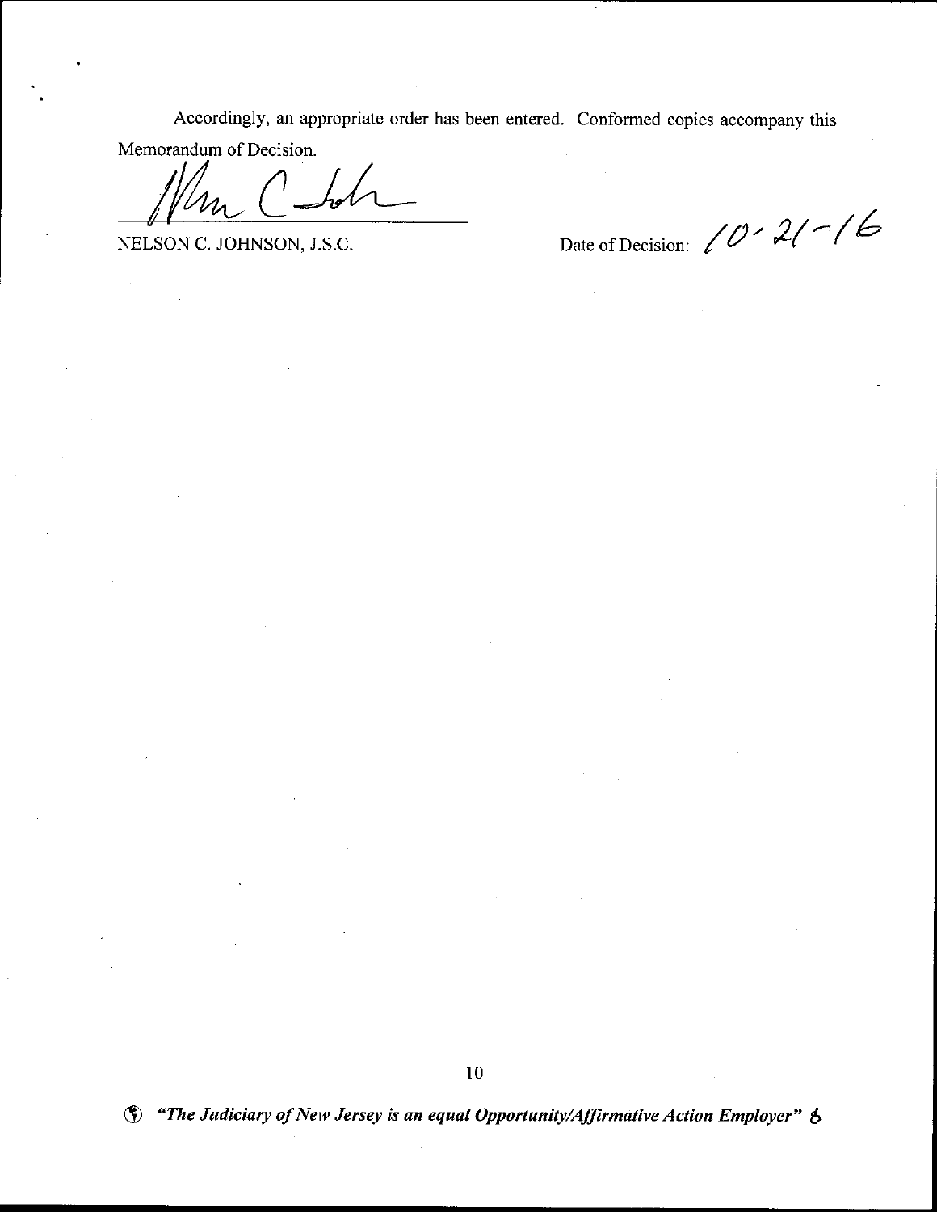Accordingly, an appropriate order has been entered. Conformed copies accompany this Memorandum of Decision.

NELSON C. JOHNSON, J.S.C.

Date of Decision: 10-21-16

*"The Judiciary of New Jersey is an equal Opportunity/Affirmative Action Employer"*